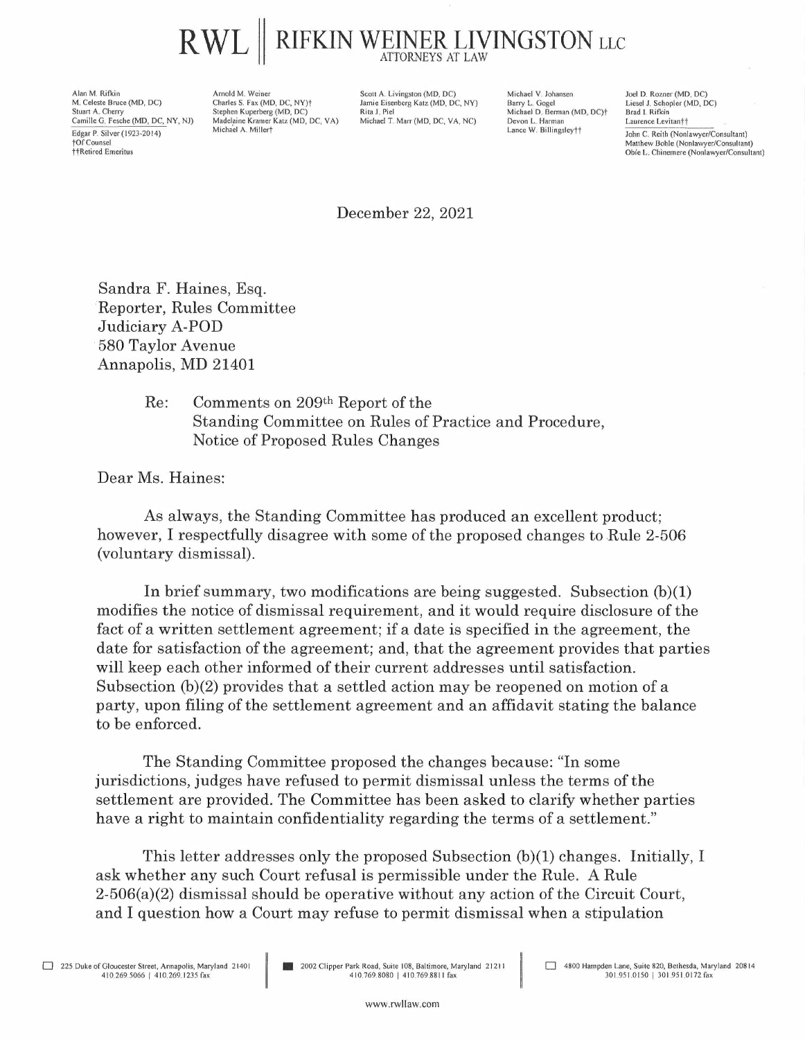# RWL || RIFKIN WEINER LIVINGSTON LLC
ATTORNEYS AT LAW

Alan M. Rifkin
M. Celeste Bruce (MD, DC)
Stuart A. Cherry
Camille G. Fesche (MD, DC, NY, NJ)
Edgar P. Silver (1923-2014)
†Of Counsel
††Retired Emeritus

Arnold M. Weiner
Charles S. Fax (MD, DC, NY)†
Stephen Kuperberg (MD, DC)
Madelaine Kramer Katz (MD, DC, VA)
Michael A. Miller†

Scott A. Livingston (MD, DC)
Jamie Eisenberg Katz (MD, DC, NY)
Rita J. Piel
Michael T. Marr (MD, DC, VA, NC)

Michael V. Johansen
Barry L. Gogel
Michael D. Berman (MD, DC)†
Devon L. Harman
Lance W. Billingsley††

Joel D. Rozner (MD, DC)
Liesel J. Schopler (MD, DC)
Brad I. Rifkin
Laurence Levitan††
John C. Reith (Nonlawyer/Consultant)
Matthew Bohle (Nonlawyer/Consultant)
Obie L. Chinemere (Nonlawyer/Consultant)

December 22, 2021

Sandra F. Haines, Esq.
Reporter, Rules Committee
Judiciary A-POD
580 Taylor Avenue
Annapolis, MD 21401

Re: Comments on 209th Report of the Standing Committee on Rules of Practice and Procedure, Notice of Proposed Rules Changes

Dear Ms. Haines:

As always, the Standing Committee has produced an excellent product; however, I respectfully disagree with some of the proposed changes to Rule 2-506 (voluntary dismissal).

In brief summary, two modifications are being suggested. Subsection (b)(1) modifies the notice of dismissal requirement, and it would require disclosure of the fact of a written settlement agreement; if a date is specified in the agreement, the date for satisfaction of the agreement; and, that the agreement provides that parties will keep each other informed of their current addresses until satisfaction. Subsection (b)(2) provides that a settled action may be reopened on motion of a party, upon filing of the settlement agreement and an affidavit stating the balance to be enforced.

The Standing Committee proposed the changes because: "In some jurisdictions, judges have refused to permit dismissal unless the terms of the settlement are provided. The Committee has been asked to clarify whether parties have a right to maintain confidentiality regarding the terms of a settlement."

This letter addresses only the proposed Subsection (b)(1) changes. Initially, I ask whether any such Court refusal is permissible under the Rule. A Rule 2-506(a)(2) dismissal should be operative without any action of the Circuit Court, and I question how a Court may refuse to permit dismissal when a stipulation

225 Duke of Gloucester Street, Annapolis, Maryland 21401 | 410.269.5066 | 410.269.1235 fax
2002 Clipper Park Road, Suite 108, Baltimore, Maryland 21211 | 410.769.8080 | 410.769.8811 fax
4800 Hampden Lane, Suite 820, Bethesda, Maryland 20814 | 301.951.0150 | 301.951.0172 fax

www.rwllaw.com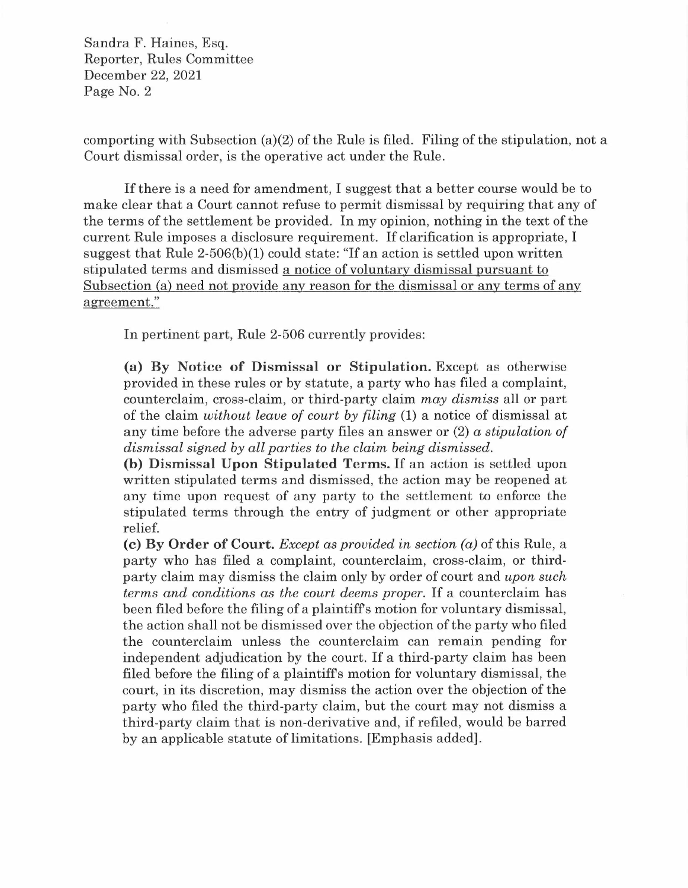comporting with Subsection (a)(2) of the Rule is filed. Filing of the stipulation, not a Court dismissal order, is the operative act under the Rule.

If there is a need for amendment, I suggest that a better course would be to make clear that a Court cannot refuse to permit dismissal by requiring that any of the terms of the settlement be provided. In my opinion, nothing in the text of the current Rule imposes a disclosure requirement. If clarification is appropriate, I suggest that Rule 2-506(b)(1) could state: "If an action is settled upon written stipulated terms and dismissed <u>a notice of voluntary dismissal pursuant to Subsection (a) need not provide any reason for the dismissal or any terms of any agreement.</u>"

In pertinent part, Rule 2-506 currently provides:

> **(a) By Notice of Dismissal or Stipulation.** Except as otherwise provided in these rules or by statute, a party who has filed a complaint, counterclaim, cross-claim, or third-party claim *may dismiss* all or part of the claim *without leave of court by filing* (1) a notice of dismissal at any time before the adverse party files an answer or (2) *a stipulation of dismissal signed by all parties to the claim being dismissed.*
>
> **(b) Dismissal Upon Stipulated Terms.** If an action is settled upon written stipulated terms and dismissed, the action may be reopened at any time upon request of any party to the settlement to enforce the stipulated terms through the entry of judgment or other appropriate relief.
>
> **(c) By Order of Court.** *Except as provided in section (a)* of this Rule, a party who has filed a complaint, counterclaim, cross-claim, or third-party claim may dismiss the claim only by order of court and *upon such terms and conditions as the court deems proper.* If a counterclaim has been filed before the filing of a plaintiff's motion for voluntary dismissal, the action shall not be dismissed over the objection of the party who filed the counterclaim unless the counterclaim can remain pending for independent adjudication by the court. If a third-party claim has been filed before the filing of a plaintiff's motion for voluntary dismissal, the court, in its discretion, may dismiss the action over the objection of the party who filed the third-party claim, but the court may not dismiss a third-party claim that is non-derivative and, if refiled, would be barred by an applicable statute of limitations. [Emphasis added].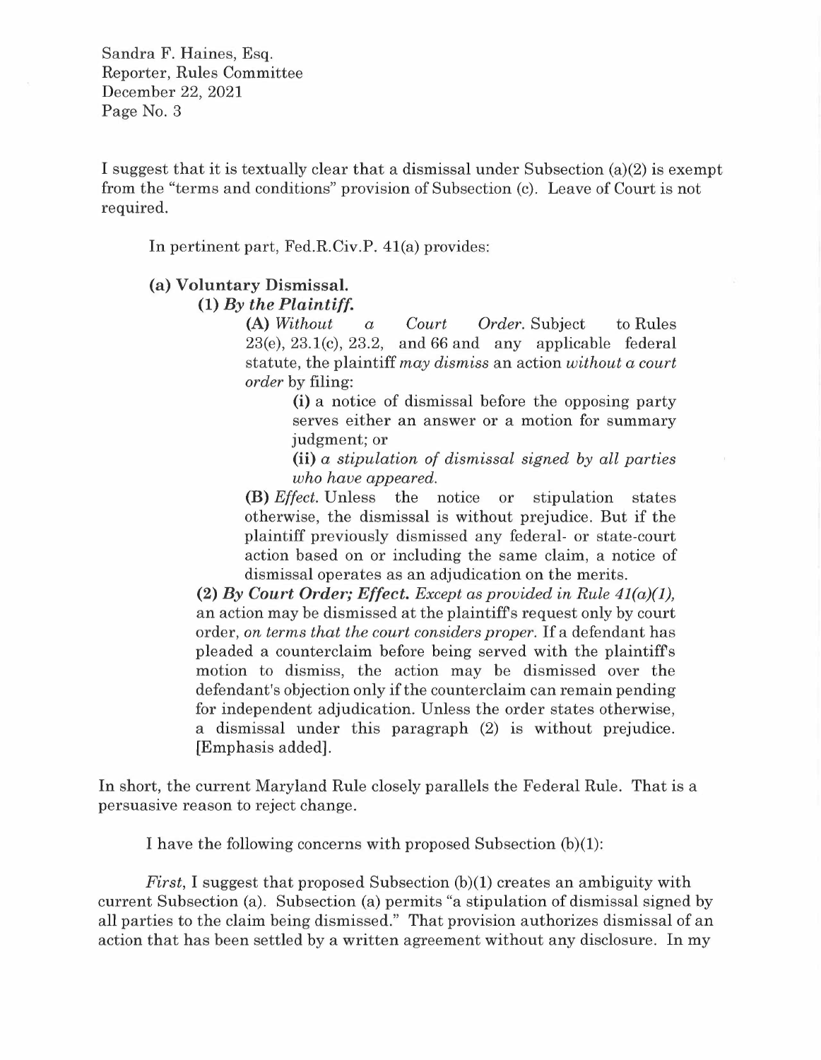I suggest that it is textually clear that a dismissal under Subsection (a)(2) is exempt from the "terms and conditions" provision of Subsection (c). Leave of Court is not required.

In pertinent part, Fed.R.Civ.P. 41(a) provides:

> **(a) Voluntary Dismissal.**
>
> **(1)** ***By the Plaintiff.***
>
> **(A)** *Without a Court Order.* Subject to Rules 23(e), 23.1(c), 23.2, and 66 and any applicable federal statute, the plaintiff *may dismiss* an action *without a court order* by filing:
>
> **(i)** a notice of dismissal before the opposing party serves either an answer or a motion for summary judgment; or
>
> **(ii)** *a stipulation of dismissal signed by all parties who have appeared.*
>
> **(B)** *Effect.* Unless the notice or stipulation states otherwise, the dismissal is without prejudice. But if the plaintiff previously dismissed any federal- or state-court action based on or including the same claim, a notice of dismissal operates as an adjudication on the merits.
>
> **(2)** ***By Court Order; Effect.*** *Except as provided in Rule 41(a)(1),* an action may be dismissed at the plaintiff's request only by court order, *on terms that the court considers proper.* If a defendant has pleaded a counterclaim before being served with the plaintiff's motion to dismiss, the action may be dismissed over the defendant's objection only if the counterclaim can remain pending for independent adjudication. Unless the order states otherwise, a dismissal under this paragraph (2) is without prejudice. [Emphasis added].

In short, the current Maryland Rule closely parallels the Federal Rule. That is a persuasive reason to reject change.

I have the following concerns with proposed Subsection (b)(1):

*First,* I suggest that proposed Subsection (b)(1) creates an ambiguity with current Subsection (a). Subsection (a) permits "a stipulation of dismissal signed by all parties to the claim being dismissed." That provision authorizes dismissal of an action that has been settled by a written agreement without any disclosure. In my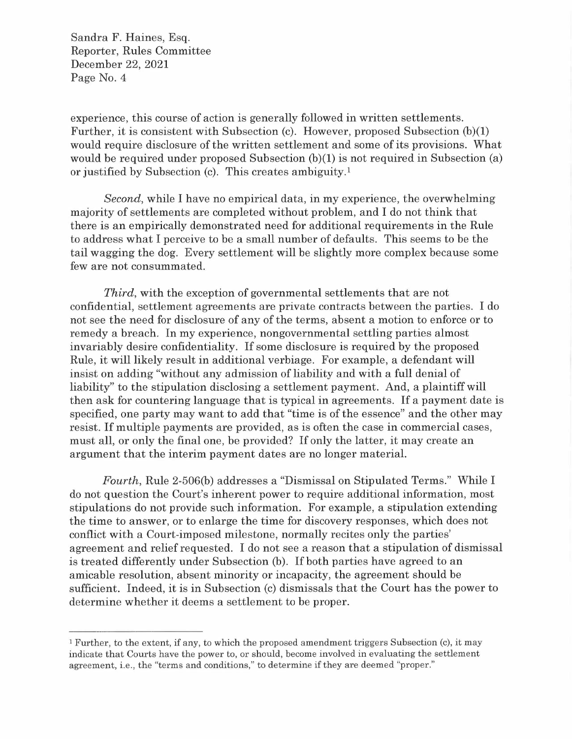experience, this course of action is generally followed in written settlements. Further, it is consistent with Subsection (c). However, proposed Subsection (b)(1) would require disclosure of the written settlement and some of its provisions. What would be required under proposed Subsection (b)(1) is not required in Subsection (a) or justified by Subsection (c). This creates ambiguity.[1]

*Second*, while I have no empirical data, in my experience, the overwhelming majority of settlements are completed without problem, and I do not think that there is an empirically demonstrated need for additional requirements in the Rule to address what I perceive to be a small number of defaults. This seems to be the tail wagging the dog. Every settlement will be slightly more complex because some few are not consummated.

*Third*, with the exception of governmental settlements that are not confidential, settlement agreements are private contracts between the parties. I do not see the need for disclosure of any of the terms, absent a motion to enforce or to remedy a breach. In my experience, nongovernmental settling parties almost invariably desire confidentiality. If some disclosure is required by the proposed Rule, it will likely result in additional verbiage. For example, a defendant will insist on adding "without any admission of liability and with a full denial of liability" to the stipulation disclosing a settlement payment. And, a plaintiff will then ask for countering language that is typical in agreements. If a payment date is specified, one party may want to add that "time is of the essence" and the other may resist. If multiple payments are provided, as is often the case in commercial cases, must all, or only the final one, be provided? If only the latter, it may create an argument that the interim payment dates are no longer material.

*Fourth*, Rule 2-506(b) addresses a "Dismissal on Stipulated Terms." While I do not question the Court's inherent power to require additional information, most stipulations do not provide such information. For example, a stipulation extending the time to answer, or to enlarge the time for discovery responses, which does not conflict with a Court-imposed milestone, normally recites only the parties' agreement and relief requested. I do not see a reason that a stipulation of dismissal is treated differently under Subsection (b). If both parties have agreed to an amicable resolution, absent minority or incapacity, the agreement should be sufficient. Indeed, it is in Subsection (c) dismissals that the Court has the power to determine whether it deems a settlement to be proper.

---

[1] Further, to the extent, if any, to which the proposed amendment triggers Subsection (c), it may indicate that Courts have the power to, or should, become involved in evaluating the settlement agreement, i.e., the "terms and conditions," to determine if they are deemed "proper."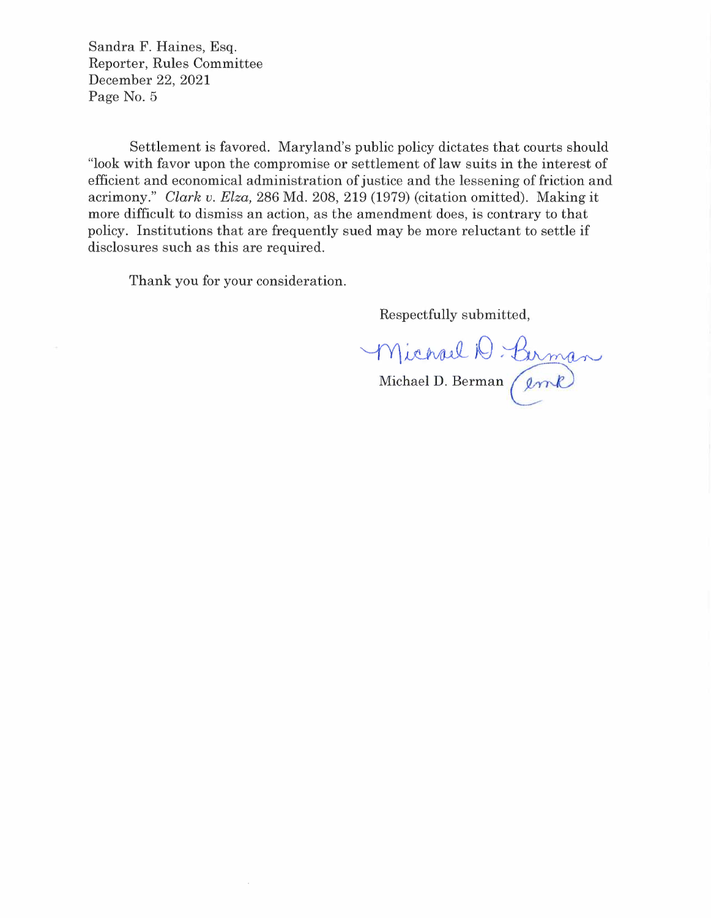Settlement is favored. Maryland's public policy dictates that courts should "look with favor upon the compromise or settlement of law suits in the interest of efficient and economical administration of justice and the lessening of friction and acrimony." *Clark v. Elza,* 286 Md. 208, 219 (1979) (citation omitted). Making it more difficult to dismiss an action, as the amendment does, is contrary to that policy. Institutions that are frequently sued may be more reluctant to settle if disclosures such as this are required.

Thank you for your consideration.

Respectfully submitted,

Michael D. Berman (emk)

Michael D. Berman